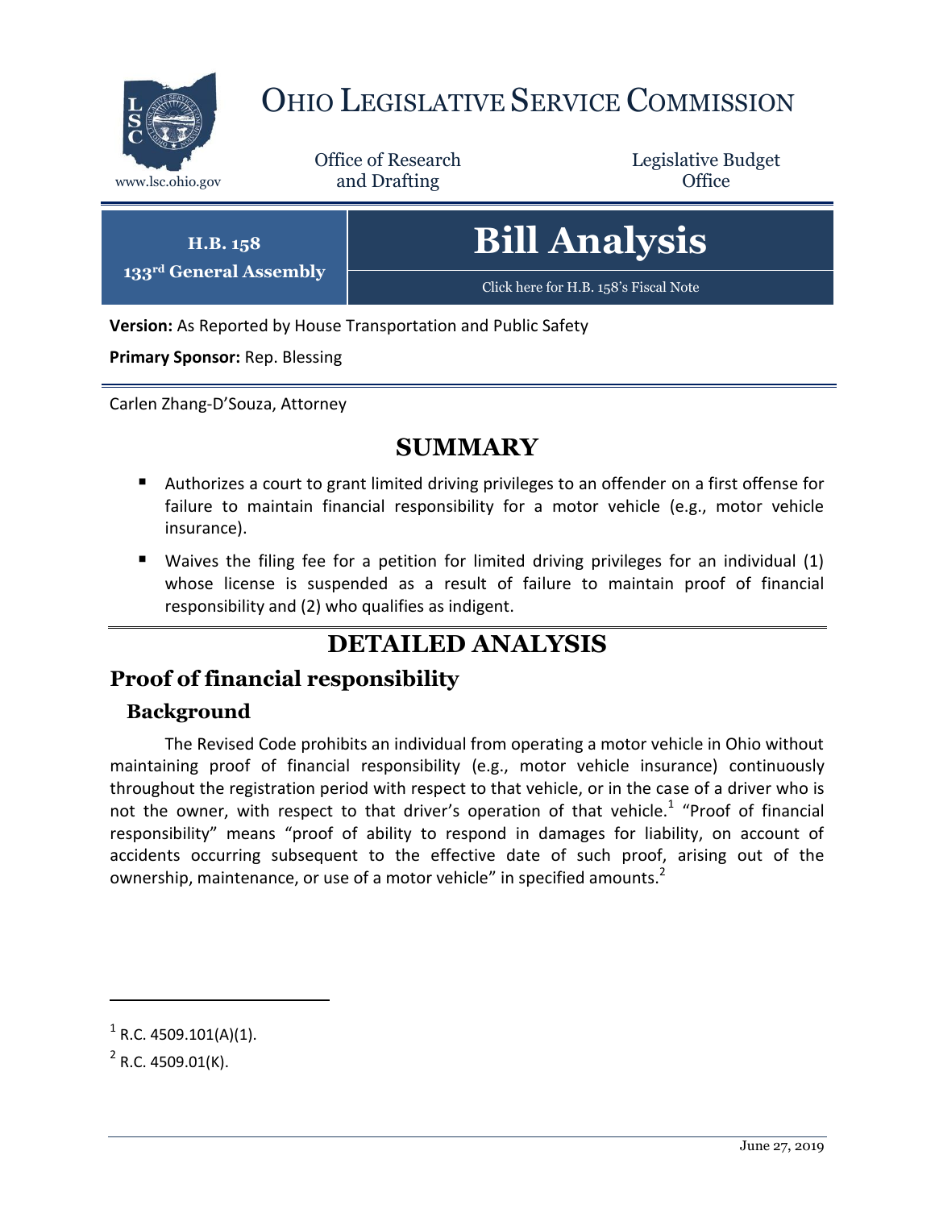# OHIO LEGISLATIVE SERVICE COMMISSION

www.lsc.ohio.gov

Office of Research and Drafting

Legislative Budget Office

**H.B. 158**
**133rd General Assembly**

# Bill Analysis

Click here for H.B. 158's Fiscal Note

**Version:** As Reported by House Transportation and Public Safety

**Primary Sponsor:** Rep. Blessing

Carlen Zhang-D'Souza, Attorney

## SUMMARY

- Authorizes a court to grant limited driving privileges to an offender on a first offense for failure to maintain financial responsibility for a motor vehicle (e.g., motor vehicle insurance).
- Waives the filing fee for a petition for limited driving privileges for an individual (1) whose license is suspended as a result of failure to maintain proof of financial responsibility and (2) who qualifies as indigent.

## DETAILED ANALYSIS

## Proof of financial responsibility

### Background

The Revised Code prohibits an individual from operating a motor vehicle in Ohio without maintaining proof of financial responsibility (e.g., motor vehicle insurance) continuously throughout the registration period with respect to that vehicle, or in the case of a driver who is not the owner, with respect to that driver's operation of that vehicle.[1] "Proof of financial responsibility" means "proof of ability to respond in damages for liability, on account of accidents occurring subsequent to the effective date of such proof, arising out of the ownership, maintenance, or use of a motor vehicle" in specified amounts.[2]

---

[1] R.C. 4509.101(A)(1).

[2] R.C. 4509.01(K).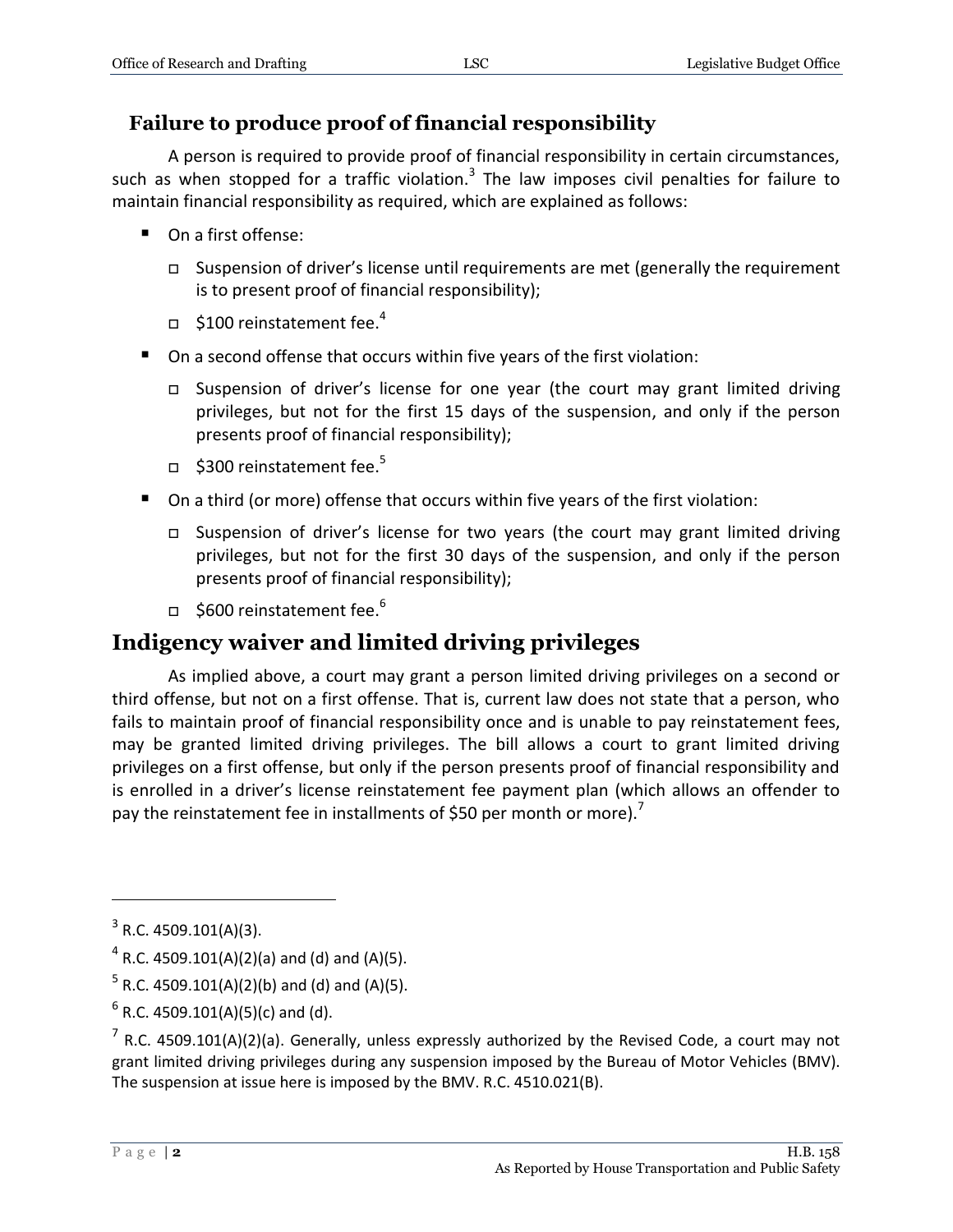## Failure to produce proof of financial responsibility

A person is required to provide proof of financial responsibility in certain circumstances, such as when stopped for a traffic violation.[3] The law imposes civil penalties for failure to maintain financial responsibility as required, which are explained as follows:

- On a first offense:
  - Suspension of driver's license until requirements are met (generally the requirement is to present proof of financial responsibility);
  - $100 reinstatement fee.[4]
- On a second offense that occurs within five years of the first violation:
  - Suspension of driver's license for one year (the court may grant limited driving privileges, but not for the first 15 days of the suspension, and only if the person presents proof of financial responsibility);
  - $300 reinstatement fee.[5]
- On a third (or more) offense that occurs within five years of the first violation:
  - Suspension of driver's license for two years (the court may grant limited driving privileges, but not for the first 30 days of the suspension, and only if the person presents proof of financial responsibility);
  - $600 reinstatement fee.[6]

# Indigency waiver and limited driving privileges

As implied above, a court may grant a person limited driving privileges on a second or third offense, but not on a first offense. That is, current law does not state that a person, who fails to maintain proof of financial responsibility once and is unable to pay reinstatement fees, may be granted limited driving privileges. The bill allows a court to grant limited driving privileges on a first offense, but only if the person presents proof of financial responsibility and is enrolled in a driver's license reinstatement fee payment plan (which allows an offender to pay the reinstatement fee in installments of $50 per month or more).[7]

---

[3] R.C. 4509.101(A)(3).

[4] R.C. 4509.101(A)(2)(a) and (d) and (A)(5).

[5] R.C. 4509.101(A)(2)(b) and (d) and (A)(5).

[6] R.C. 4509.101(A)(5)(c) and (d).

[7] R.C. 4509.101(A)(2)(a). Generally, unless expressly authorized by the Revised Code, a court may not grant limited driving privileges during any suspension imposed by the Bureau of Motor Vehicles (BMV). The suspension at issue here is imposed by the BMV. R.C. 4510.021(B).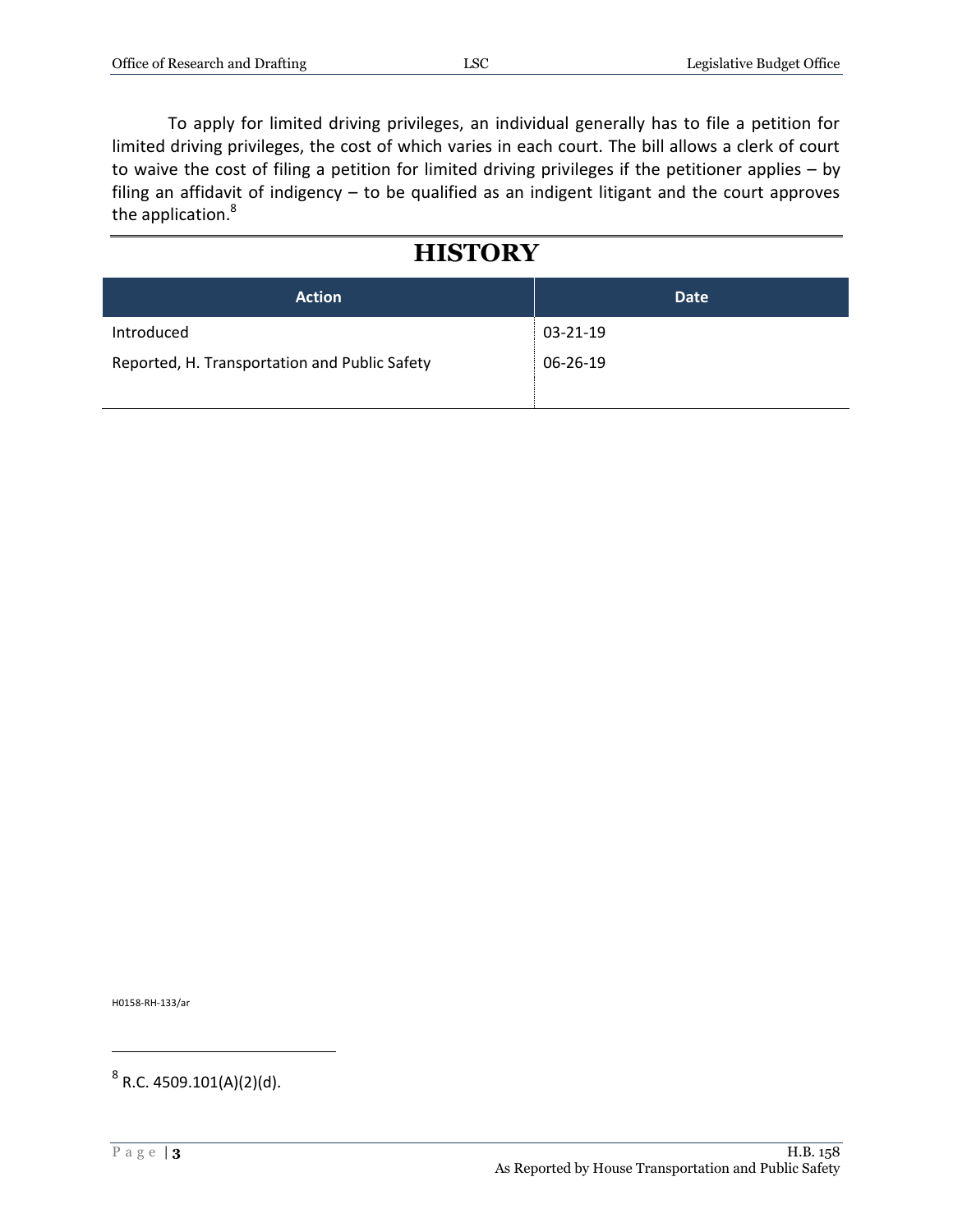To apply for limited driving privileges, an individual generally has to file a petition for limited driving privileges, the cost of which varies in each court. The bill allows a clerk of court to waive the cost of filing a petition for limited driving privileges if the petitioner applies – by filing an affidavit of indigency – to be qualified as an indigent litigant and the court approves the application.[8]

# HISTORY

| Action | Date |
| --- | --- |
| Introduced | 03-21-19 |
| Reported, H. Transportation and Public Safety | 06-26-19 |

H0158-RH-133/ar

[8] R.C. 4509.101(A)(2)(d).